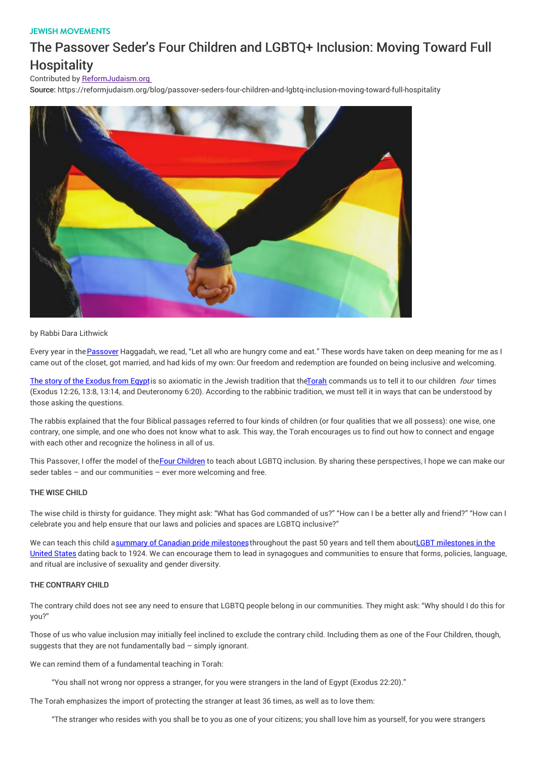JEWISH MOVEMENTS

# The Passover Seder's Four Children and LGBTQ+ Inclusion: Moving Toward Full Hospitality

Contributed by ReformJudaism.org

**Source:** https://reformjudaism.org/blog/passover-seders-four-children-and-lgbtq-inclusion-moving-toward-full-hospitality

by Rabbi Dara Lithwick

Every year in the Passover Haggadah, we read, "Let all who are hungry come and eat." These words have taken on deep meaning for me as I came out of the closet, got married, and had kids of my own: Our freedom and redemption are founded on being inclusive and welcoming.

The story of the Exodus from Egypt is so axiomatic in the Jewish tradition that the Torah commands us to tell it to our children *four* times (Exodus 12:26, 13:8, 13:14, and Deuteronomy 6:20). According to the rabbinic tradition, we must tell it in ways that can be understood by those asking the questions.

The rabbis explained that the four Biblical passages referred to four kinds of children (or four qualities that we all possess): one wise, one contrary, one simple, and one who does not know what to ask. This way, the Torah encourages us to find out how to connect and engage with each other and recognize the holiness in all of us.

This Passover, I offer the model of the Four Children to teach about LGBTQ inclusion. By sharing these perspectives, I hope we can make our seder tables – and our communities – ever more welcoming and free.

**THE WISE CHILD**

The wise child is thirsty for guidance. They might ask: "What has God commanded of us?" "How can I be a better ally and friend?" "How can I celebrate you and help ensure that our laws and policies and spaces are LGBTQ inclusive?"

We can teach this child a summary of Canadian pride milestones throughout the past 50 years and tell them about LGBT milestones in the United States dating back to 1924. We can encourage them to lead in synagogues and communities to ensure that forms, policies, language, and ritual are inclusive of sexuality and gender diversity.

**THE CONTRARY CHILD**

The contrary child does not see any need to ensure that LGBTQ people belong in our communities. They might ask: "Why should I do this for you?"

Those of us who value inclusion may initially feel inclined to exclude the contrary child. Including them as one of the Four Children, though, suggests that they are not fundamentally bad – simply ignorant.

We can remind them of a fundamental teaching in Torah:

> "You shall not wrong nor oppress a stranger, for you were strangers in the land of Egypt (Exodus 22:20)."

The Torah emphasizes the import of protecting the stranger at least 36 times, as well as to love them:

> "The stranger who resides with you shall be to you as one of your citizens; you shall love him as yourself, for you were strangers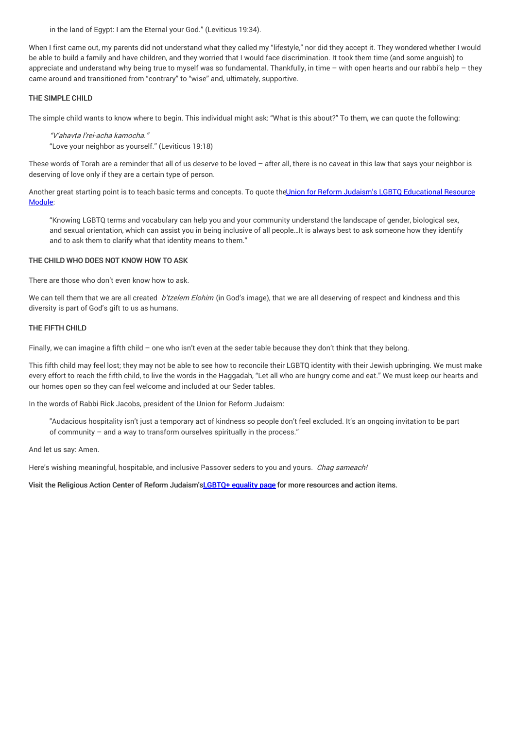in the land of Egypt: I am the Eternal your God." (Leviticus 19:34).

When I first came out, my parents did not understand what they called my "lifestyle," nor did they accept it. They wondered whether I would be able to build a family and have children, and they worried that I would face discrimination. It took them time (and some anguish) to appreciate and understand why being true to myself was so fundamental. Thankfully, in time – with open hearts and our rabbi's help – they came around and transitioned from "contrary" to "wise" and, ultimately, supportive.

#### THE SIMPLE CHILD

The simple child wants to know where to begin. This individual might ask: "What is this about?" To them, we can quote the following:

> *"V'ahavta l'rei-acha kamocha."*
> "Love your neighbor as yourself." (Leviticus 19:18)

These words of Torah are a reminder that all of us deserve to be loved – after all, there is no caveat in this law that says your neighbor is deserving of love only if they are a certain type of person.

Another great starting point is to teach basic terms and concepts. To quote the Union for Reform Judaism's LGBTQ Educational Resource Module:

> "Knowing LGBTQ terms and vocabulary can help you and your community understand the landscape of gender, biological sex, and sexual orientation, which can assist you in being inclusive of all people…It is always best to ask someone how they identify and to ask them to clarify what that identity means to them."

#### THE CHILD WHO DOES NOT KNOW HOW TO ASK

There are those who don't even know how to ask.

We can tell them that we are all created *b'tzelem Elohim* (in God's image), that we are all deserving of respect and kindness and this diversity is part of God's gift to us as humans.

#### THE FIFTH CHILD

Finally, we can imagine a fifth child – one who isn't even at the seder table because they don't think that they belong.

This fifth child may feel lost; they may not be able to see how to reconcile their LGBTQ identity with their Jewish upbringing. We must make every effort to reach the fifth child, to live the words in the Haggadah, "Let all who are hungry come and eat." We must keep our hearts and our homes open so they can feel welcome and included at our Seder tables.

In the words of Rabbi Rick Jacobs, president of the Union for Reform Judaism:

> "Audacious hospitality isn't just a temporary act of kindness so people don't feel excluded. It's an ongoing invitation to be part of community – and a way to transform ourselves spiritually in the process."

And let us say: Amen.

Here's wishing meaningful, hospitable, and inclusive Passover seders to you and yours. *Chag sameach!*

**Visit the Religious Action Center of Reform Judaism's LGBTQ+ equality page for more resources and action items.**